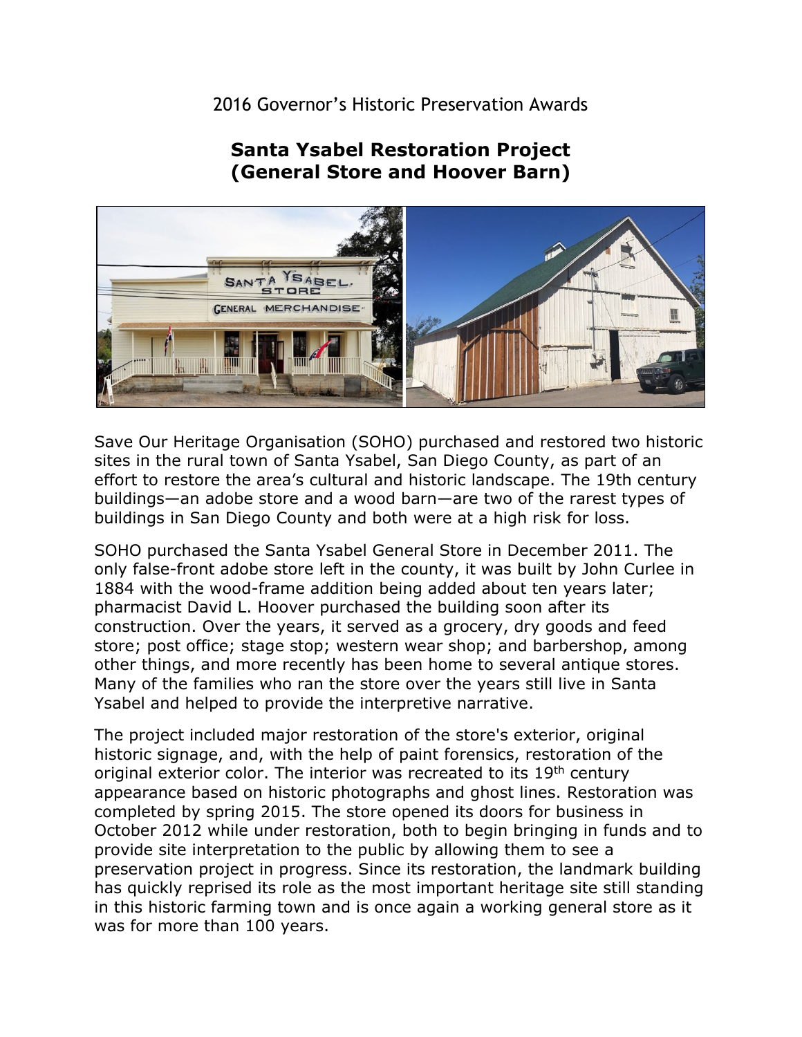2016 Governor's Historic Preservation Awards

# Santa Ysabel Restoration Project (General Store and Hoover Barn)

Save Our Heritage Organisation (SOHO) purchased and restored two historic sites in the rural town of Santa Ysabel, San Diego County, as part of an effort to restore the area's cultural and historic landscape. The 19th century buildings—an adobe store and a wood barn—are two of the rarest types of buildings in San Diego County and both were at a high risk for loss.

SOHO purchased the Santa Ysabel General Store in December 2011. The only false-front adobe store left in the county, it was built by John Curlee in 1884 with the wood-frame addition being added about ten years later; pharmacist David L. Hoover purchased the building soon after its construction. Over the years, it served as a grocery, dry goods and feed store; post office; stage stop; western wear shop; and barbershop, among other things, and more recently has been home to several antique stores. Many of the families who ran the store over the years still live in Santa Ysabel and helped to provide the interpretive narrative.

The project included major restoration of the store's exterior, original historic signage, and, with the help of paint forensics, restoration of the original exterior color. The interior was recreated to its 19th century appearance based on historic photographs and ghost lines. Restoration was completed by spring 2015. The store opened its doors for business in October 2012 while under restoration, both to begin bringing in funds and to provide site interpretation to the public by allowing them to see a preservation project in progress. Since its restoration, the landmark building has quickly reprised its role as the most important heritage site still standing in this historic farming town and is once again a working general store as it was for more than 100 years.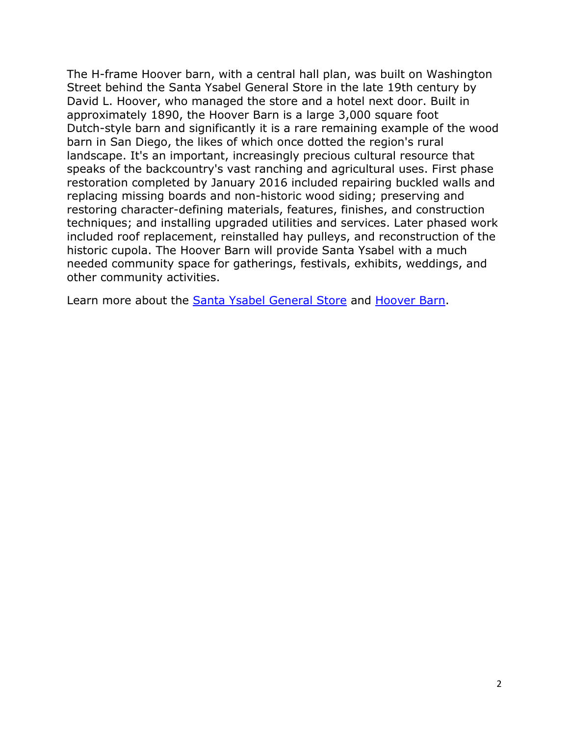The H-frame Hoover barn, with a central hall plan, was built on Washington Street behind the Santa Ysabel General Store in the late 19th century by David L. Hoover, who managed the store and a hotel next door. Built in approximately 1890, the Hoover Barn is a large 3,000 square foot Dutch-style barn and significantly it is a rare remaining example of the wood barn in San Diego, the likes of which once dotted the region's rural landscape. It's an important, increasingly precious cultural resource that speaks of the backcountry's vast ranching and agricultural uses. First phase restoration completed by January 2016 included repairing buckled walls and replacing missing boards and non-historic wood siding; preserving and restoring character-defining materials, features, finishes, and construction techniques; and installing upgraded utilities and services. Later phased work included roof replacement, reinstalled hay pulleys, and reconstruction of the historic cupola. The Hoover Barn will provide Santa Ysabel with a much needed community space for gatherings, festivals, exhibits, weddings, and other community activities.

Learn more about the Santa Ysabel General Store and Hoover Barn.